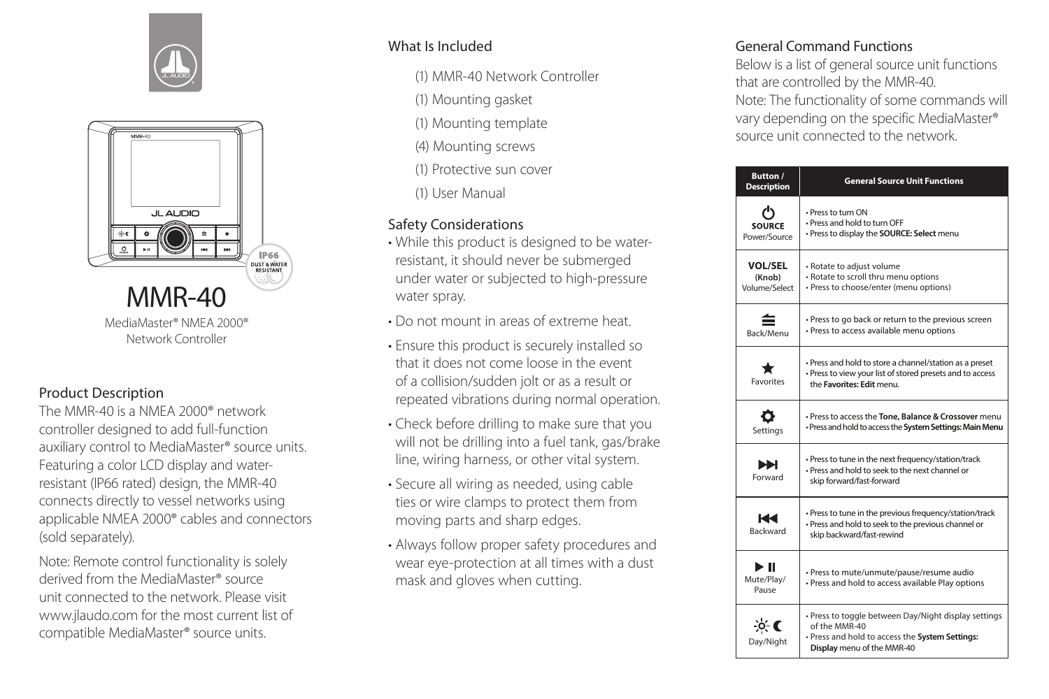# MMR-40

MediaMaster® NMEA 2000®
Network Controller

## Product Description

The MMR-40 is a NMEA 2000® network controller designed to add full-function auxiliary control to MediaMaster® source units. Featuring a color LCD display and water-resistant (IP66 rated) design, the MMR-40 connects directly to vessel networks using applicable NMEA 2000® cables and connectors (sold separately).

Note: Remote control functionality is solely derived from the MediaMaster® source unit connected to the network. Please visit www.jlaudo.com for the most current list of compatible MediaMaster® source units.

## What Is Included

- (1) MMR-40 Network Controller
- (1) Mounting gasket
- (1) Mounting template
- (4) Mounting screws
- (1) Protective sun cover
- (1) User Manual

## Safety Considerations

- While this product is designed to be water-resistant, it should never be submerged under water or subjected to high-pressure water spray.
- Do not mount in areas of extreme heat.
- Ensure this product is securely installed so that it does not come loose in the event of a collision/sudden jolt or as a result or repeated vibrations during normal operation.
- Check before drilling to make sure that you will not be drilling into a fuel tank, gas/brake line, wiring harness, or other vital system.
- Secure all wiring as needed, using cable ties or wire clamps to protect them from moving parts and sharp edges.
- Always follow proper safety procedures and wear eye-protection at all times with a dust mask and gloves when cutting.

## General Command Functions

Below is a list of general source unit functions that are controlled by the MMR-40.
Note: The functionality of some commands will vary depending on the specific MediaMaster® source unit connected to the network.

| Button / Description | General Source Unit Functions |
|---|---|
| **SOURCE** Power/Source | • Press to turn ON<br>• Press and hold to turn OFF<br>• Press to display the **SOURCE: Select** menu |
| **VOL/SEL (Knob)** Volume/Select | • Rotate to adjust volume<br>• Rotate to scroll thru menu options<br>• Press to choose/enter (menu options) |
| Back/Menu | • Press to go back or return to the previous screen<br>• Press to access available menu options |
| Favorites | • Press and hold to store a channel/station as a preset<br>• Press to view your list of stored presets and to access the **Favorites: Edit** menu. |
| Settings | • Press to access the **Tone, Balance & Crossover** menu<br>• Press and hold to access the **System Settings: Main Menu** |
| Forward | • Press to tune in the next frequency/station/track<br>• Press and hold to seek to the next channel or skip forward/fast-forward |
| Backward | • Press to tune in the previous frequency/station/track<br>• Press and hold to seek to the previous channel or skip backward/fast-rewind |
| Mute/Play/ Pause | • Press to mute/unmute/pause/resume audio<br>• Press and hold to access available Play options |
| Day/Night | • Press to toggle between Day/Night display settings of the MMR-40<br>• Press and hold to access the **System Settings: Display** menu of the MMR-40 |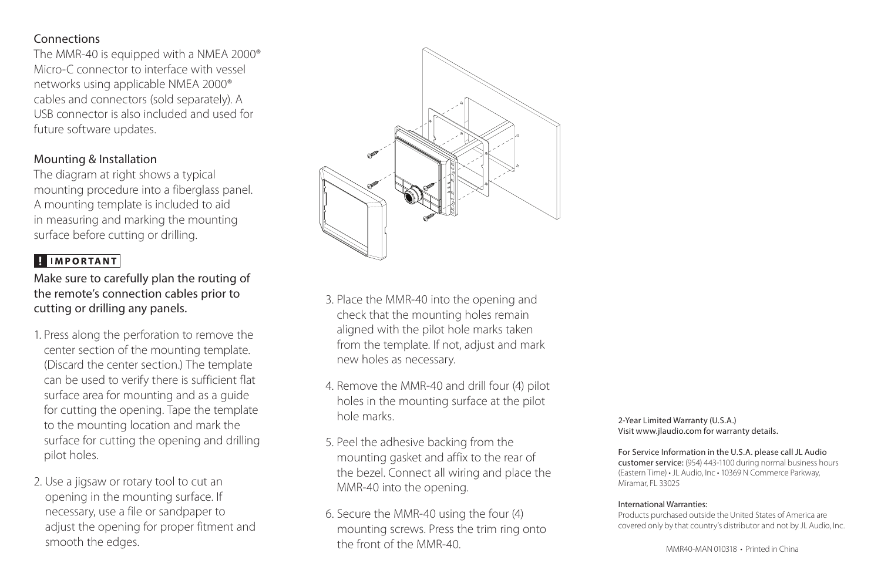## Connections

The MMR-40 is equipped with a NMEA 2000® Micro-C connector to interface with vessel networks using applicable NMEA 2000® cables and connectors (sold separately). A USB connector is also included and used for future software updates.

## Mounting & Installation

The diagram at right shows a typical mounting procedure into a fiberglass panel. A mounting template is included to aid in measuring and marking the mounting surface before cutting or drilling.

**! IMPORTANT**

Make sure to carefully plan the routing of the remote's connection cables prior to cutting or drilling any panels.

1. Press along the perforation to remove the center section of the mounting template. (Discard the center section.) The template can be used to verify there is sufficient flat surface area for mounting and as a guide for cutting the opening. Tape the template to the mounting location and mark the surface for cutting the opening and drilling pilot holes.
2. Use a jigsaw or rotary tool to cut an opening in the mounting surface. If necessary, use a file or sandpaper to adjust the opening for proper fitment and smooth the edges.
3. Place the MMR-40 into the opening and check that the mounting holes remain aligned with the pilot hole marks taken from the template. If not, adjust and mark new holes as necessary.
4. Remove the MMR-40 and drill four (4) pilot holes in the mounting surface at the pilot hole marks.
5. Peel the adhesive backing from the mounting gasket and affix to the rear of the bezel. Connect all wiring and place the MMR-40 into the opening.
6. Secure the MMR-40 using the four (4) mounting screws. Press the trim ring onto the front of the MMR-40.

2-Year Limited Warranty (U.S.A.)
Visit www.jlaudio.com for warranty details.

For Service Information in the U.S.A. please call JL Audio customer service: (954) 443-1100 during normal business hours (Eastern Time) • JL Audio, Inc • 10369 N Commerce Parkway, Miramar, FL 33025

International Warranties:
Products purchased outside the United States of America are covered only by that country's distributor and not by JL Audio, Inc.

MMR40-MAN 010318 • Printed in China